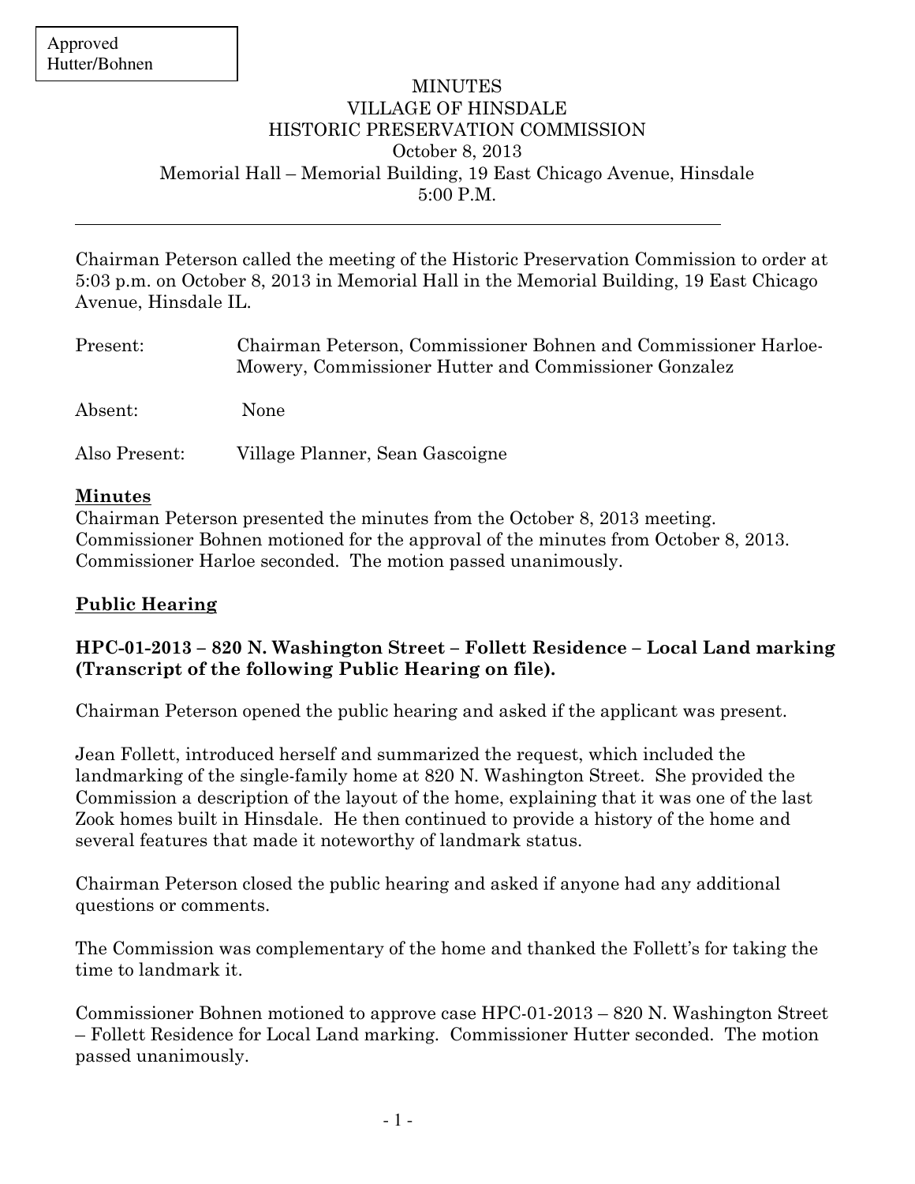Approved
Hutter/Bohnen

# MINUTES
# VILLAGE OF HINSDALE
# HISTORIC PRESERVATION COMMISSION

October 8, 2013
Memorial Hall – Memorial Building, 19 East Chicago Avenue, Hinsdale
5:00 P.M.

---

Chairman Peterson called the meeting of the Historic Preservation Commission to order at 5:03 p.m. on October 8, 2013 in Memorial Hall in the Memorial Building, 19 East Chicago Avenue, Hinsdale IL.

Present: Chairman Peterson, Commissioner Bohnen and Commissioner Harloe-Mowery, Commissioner Hutter and Commissioner Gonzalez

Absent: None

Also Present: Village Planner, Sean Gascoigne

## Minutes

Chairman Peterson presented the minutes from the October 8, 2013 meeting. Commissioner Bohnen motioned for the approval of the minutes from October 8, 2013. Commissioner Harloe seconded. The motion passed unanimously.

## Public Hearing

**HPC-01-2013 – 820 N. Washington Street – Follett Residence – Local Land marking (Transcript of the following Public Hearing on file).**

Chairman Peterson opened the public hearing and asked if the applicant was present.

Jean Follett, introduced herself and summarized the request, which included the landmarking of the single-family home at 820 N. Washington Street. She provided the Commission a description of the layout of the home, explaining that it was one of the last Zook homes built in Hinsdale. He then continued to provide a history of the home and several features that made it noteworthy of landmark status.

Chairman Peterson closed the public hearing and asked if anyone had any additional questions or comments.

The Commission was complementary of the home and thanked the Follett's for taking the time to landmark it.

Commissioner Bohnen motioned to approve case HPC-01-2013 – 820 N. Washington Street – Follett Residence for Local Land marking. Commissioner Hutter seconded. The motion passed unanimously.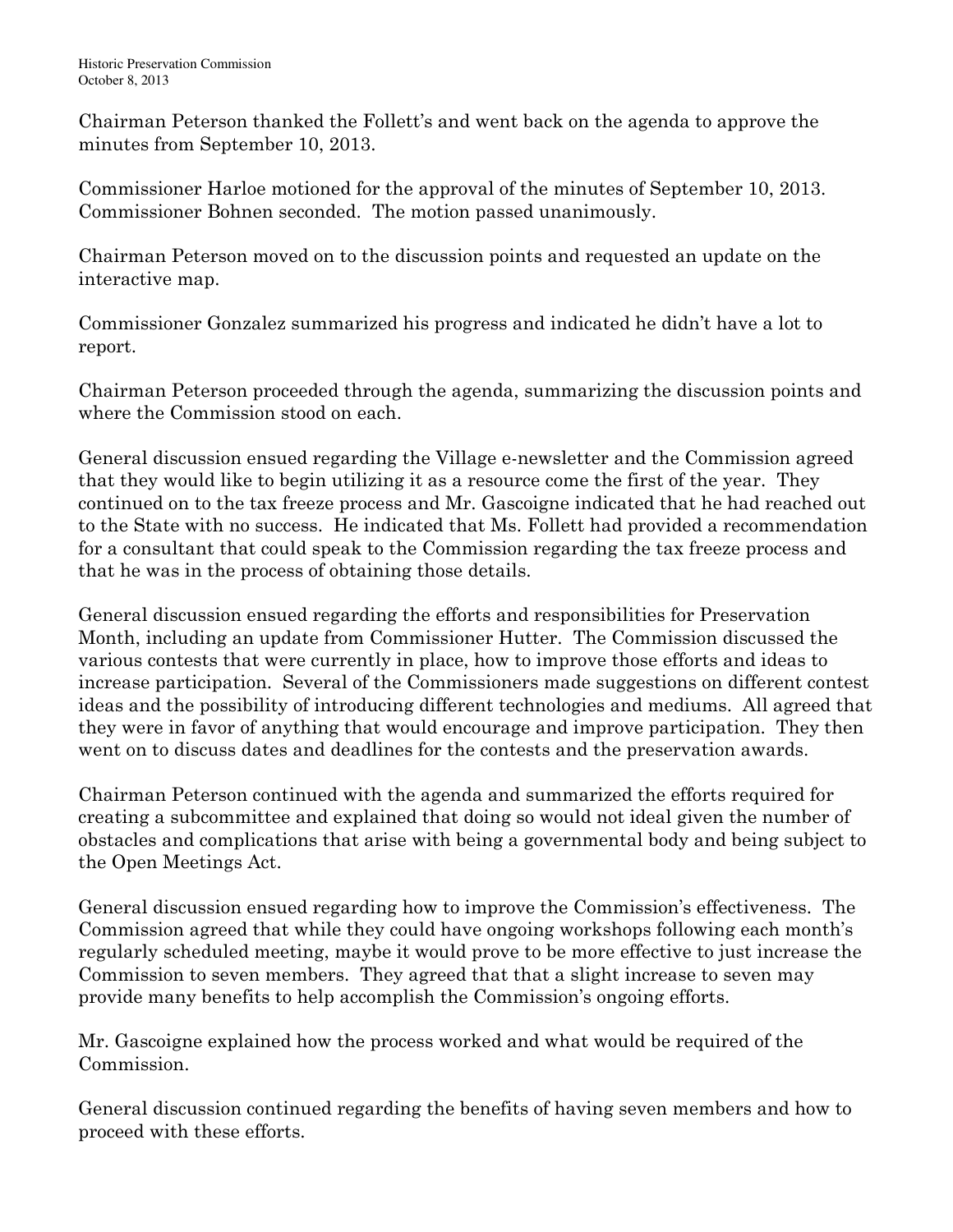Chairman Peterson thanked the Follett's and went back on the agenda to approve the minutes from September 10, 2013.

Commissioner Harloe motioned for the approval of the minutes of September 10, 2013. Commissioner Bohnen seconded. The motion passed unanimously.

Chairman Peterson moved on to the discussion points and requested an update on the interactive map.

Commissioner Gonzalez summarized his progress and indicated he didn't have a lot to report.

Chairman Peterson proceeded through the agenda, summarizing the discussion points and where the Commission stood on each.

General discussion ensued regarding the Village e-newsletter and the Commission agreed that they would like to begin utilizing it as a resource come the first of the year. They continued on to the tax freeze process and Mr. Gascoigne indicated that he had reached out to the State with no success. He indicated that Ms. Follett had provided a recommendation for a consultant that could speak to the Commission regarding the tax freeze process and that he was in the process of obtaining those details.

General discussion ensued regarding the efforts and responsibilities for Preservation Month, including an update from Commissioner Hutter. The Commission discussed the various contests that were currently in place, how to improve those efforts and ideas to increase participation. Several of the Commissioners made suggestions on different contest ideas and the possibility of introducing different technologies and mediums. All agreed that they were in favor of anything that would encourage and improve participation. They then went on to discuss dates and deadlines for the contests and the preservation awards.

Chairman Peterson continued with the agenda and summarized the efforts required for creating a subcommittee and explained that doing so would not ideal given the number of obstacles and complications that arise with being a governmental body and being subject to the Open Meetings Act.

General discussion ensued regarding how to improve the Commission's effectiveness. The Commission agreed that while they could have ongoing workshops following each month's regularly scheduled meeting, maybe it would prove to be more effective to just increase the Commission to seven members. They agreed that that a slight increase to seven may provide many benefits to help accomplish the Commission's ongoing efforts.

Mr. Gascoigne explained how the process worked and what would be required of the Commission.

General discussion continued regarding the benefits of having seven members and how to proceed with these efforts.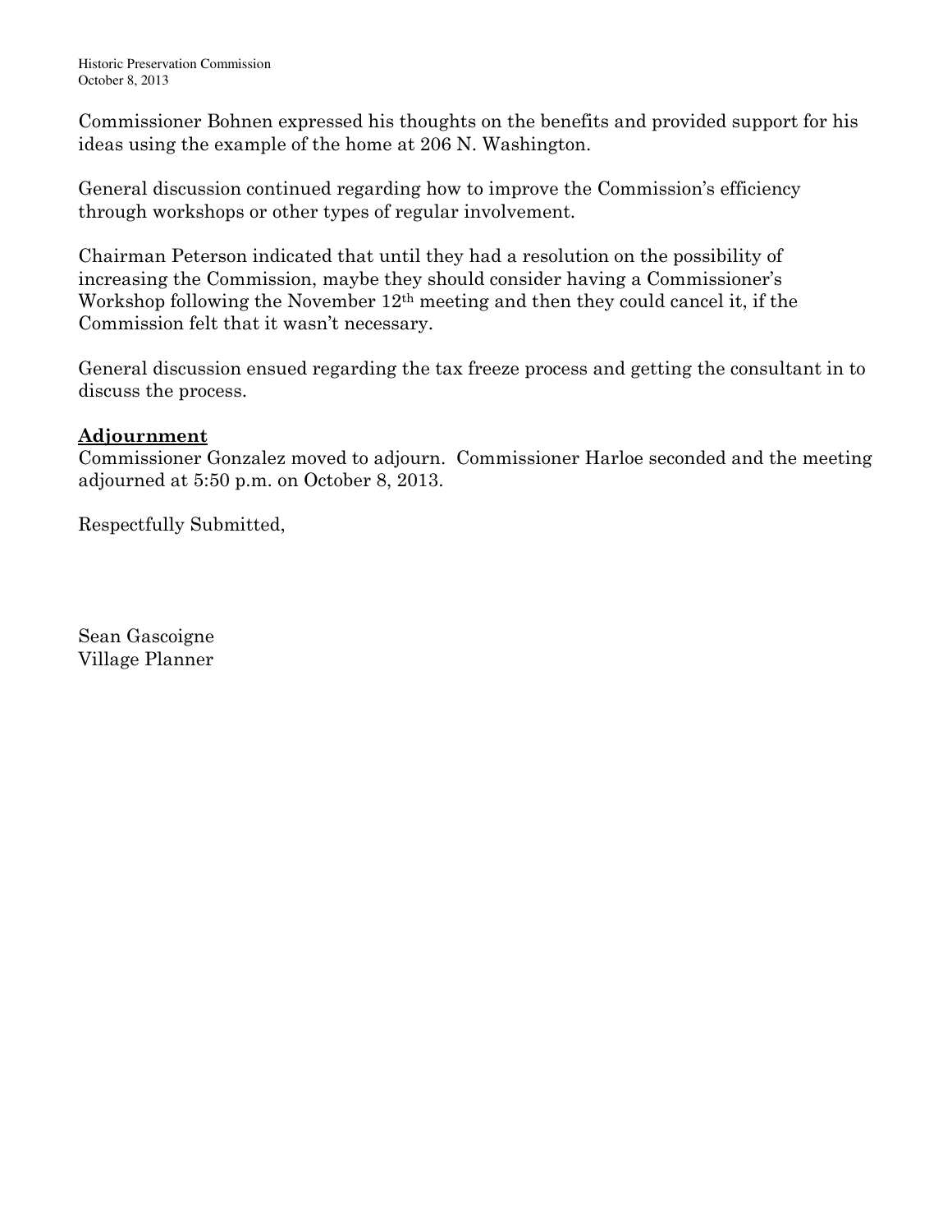Commissioner Bohnen expressed his thoughts on the benefits and provided support for his ideas using the example of the home at 206 N. Washington.

General discussion continued regarding how to improve the Commission's efficiency through workshops or other types of regular involvement.

Chairman Peterson indicated that until they had a resolution on the possibility of increasing the Commission, maybe they should consider having a Commissioner's Workshop following the November 12th meeting and then they could cancel it, if the Commission felt that it wasn't necessary.

General discussion ensued regarding the tax freeze process and getting the consultant in to discuss the process.

**Adjournment**

Commissioner Gonzalez moved to adjourn. Commissioner Harloe seconded and the meeting adjourned at 5:50 p.m. on October 8, 2013.

Respectfully Submitted,

Sean Gascoigne
Village Planner